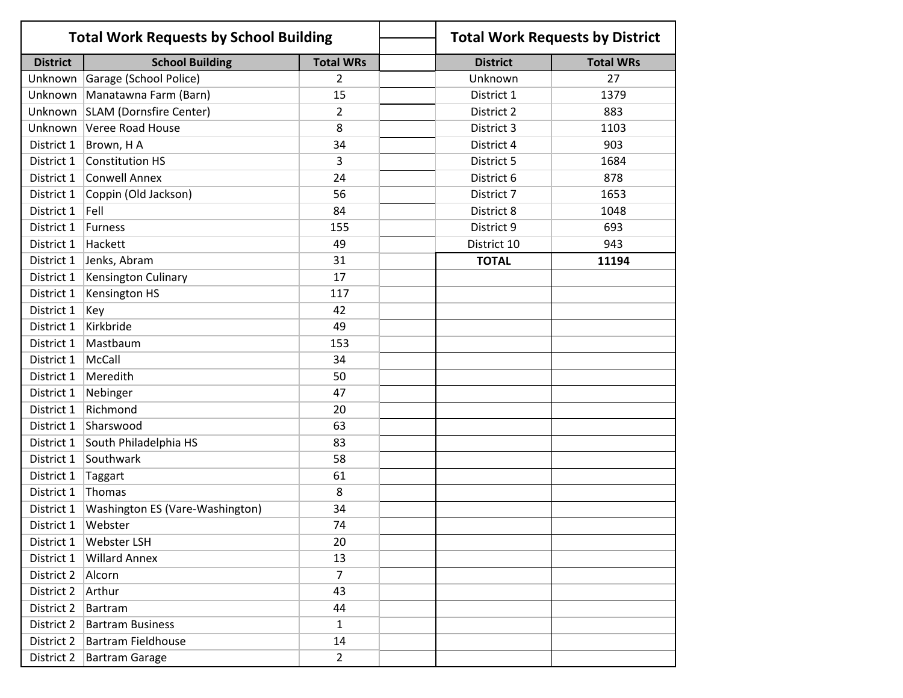## Total Work Requests by School Building

| District | School Building | Total WRs |
|---|---|---|
| Unknown | Garage (School Police) | 2 |
| Unknown | Manatawna Farm (Barn) | 15 |
| Unknown | SLAM (Dornsfire Center) | 2 |
| Unknown | Veree Road House | 8 |
| District 1 | Brown, H A | 34 |
| District 1 | Constitution HS | 3 |
| District 1 | Conwell Annex | 24 |
| District 1 | Coppin (Old Jackson) | 56 |
| District 1 | Fell | 84 |
| District 1 | Furness | 155 |
| District 1 | Hackett | 49 |
| District 1 | Jenks, Abram | 31 |
| District 1 | Kensington Culinary | 17 |
| District 1 | Kensington HS | 117 |
| District 1 | Key | 42 |
| District 1 | Kirkbride | 49 |
| District 1 | Mastbaum | 153 |
| District 1 | McCall | 34 |
| District 1 | Meredith | 50 |
| District 1 | Nebinger | 47 |
| District 1 | Richmond | 20 |
| District 1 | Sharswood | 63 |
| District 1 | South Philadelphia HS | 83 |
| District 1 | Southwark | 58 |
| District 1 | Taggart | 61 |
| District 1 | Thomas | 8 |
| District 1 | Washington ES (Vare-Washington) | 34 |
| District 1 | Webster | 74 |
| District 1 | Webster LSH | 20 |
| District 1 | Willard Annex | 13 |
| District 2 | Alcorn | 7 |
| District 2 | Arthur | 43 |
| District 2 | Bartram | 44 |
| District 2 | Bartram Business | 1 |
| District 2 | Bartram Fieldhouse | 14 |
| District 2 | Bartram Garage | 2 |

## Total Work Requests by District

| District | Total WRs |
|---|---|
| Unknown | 27 |
| District 1 | 1379 |
| District 2 | 883 |
| District 3 | 1103 |
| District 4 | 903 |
| District 5 | 1684 |
| District 6 | 878 |
| District 7 | 1653 |
| District 8 | 1048 |
| District 9 | 693 |
| District 10 | 943 |
| **TOTAL** | **11194** |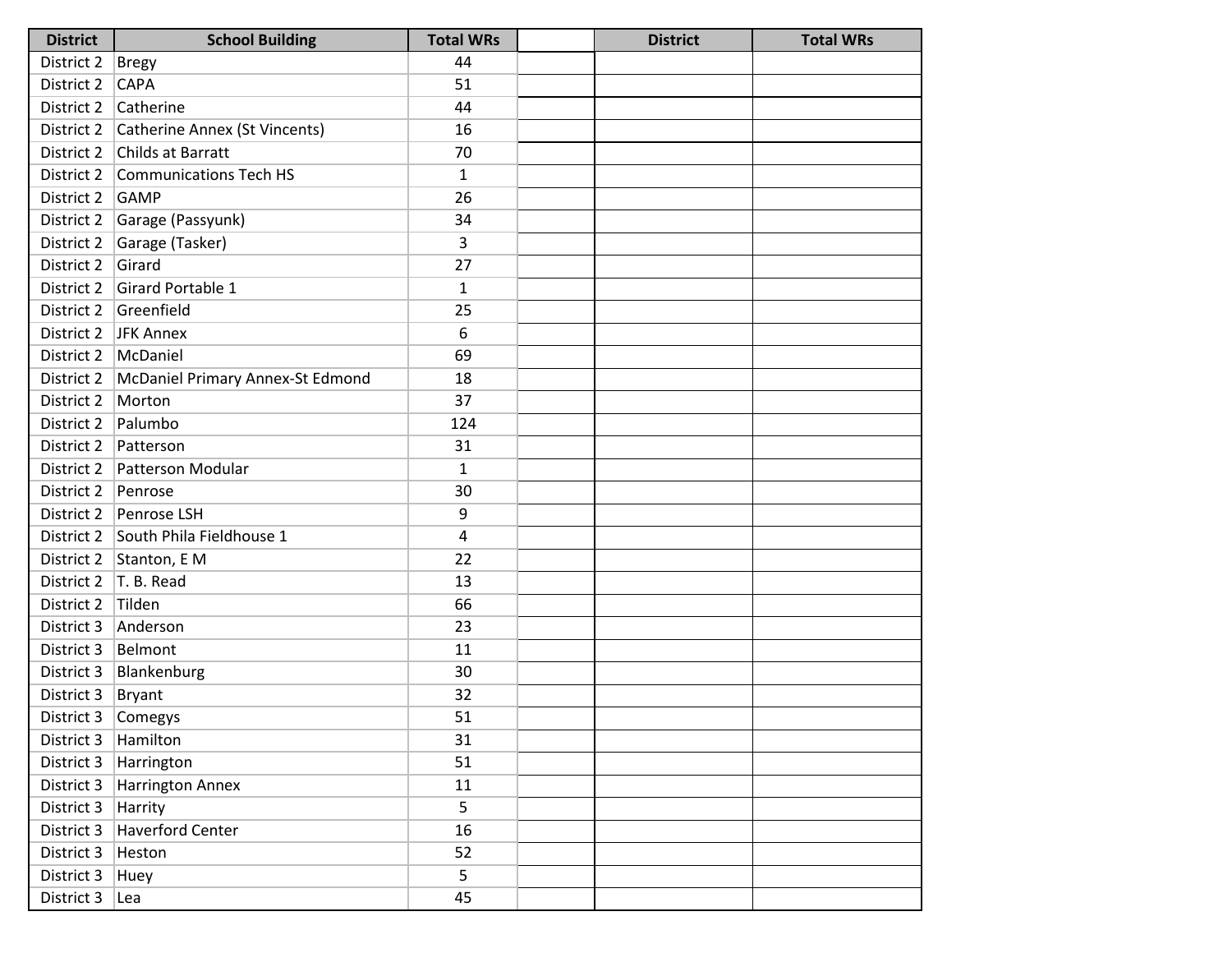| District | School Building | Total WRs | | District | Total WRs |
|---|---|---|---|---|---|
| District 2 | Bregy | 44 | | | |
| District 2 | CAPA | 51 | | | |
| District 2 | Catherine | 44 | | | |
| District 2 | Catherine Annex (St Vincents) | 16 | | | |
| District 2 | Childs at Barratt | 70 | | | |
| District 2 | Communications Tech HS | 1 | | | |
| District 2 | GAMP | 26 | | | |
| District 2 | Garage (Passyunk) | 34 | | | |
| District 2 | Garage (Tasker) | 3 | | | |
| District 2 | Girard | 27 | | | |
| District 2 | Girard Portable 1 | 1 | | | |
| District 2 | Greenfield | 25 | | | |
| District 2 | JFK Annex | 6 | | | |
| District 2 | McDaniel | 69 | | | |
| District 2 | McDaniel Primary Annex-St Edmond | 18 | | | |
| District 2 | Morton | 37 | | | |
| District 2 | Palumbo | 124 | | | |
| District 2 | Patterson | 31 | | | |
| District 2 | Patterson Modular | 1 | | | |
| District 2 | Penrose | 30 | | | |
| District 2 | Penrose LSH | 9 | | | |
| District 2 | South Phila Fieldhouse 1 | 4 | | | |
| District 2 | Stanton, E M | 22 | | | |
| District 2 | T. B. Read | 13 | | | |
| District 2 | Tilden | 66 | | | |
| District 3 | Anderson | 23 | | | |
| District 3 | Belmont | 11 | | | |
| District 3 | Blankenburg | 30 | | | |
| District 3 | Bryant | 32 | | | |
| District 3 | Comegys | 51 | | | |
| District 3 | Hamilton | 31 | | | |
| District 3 | Harrington | 51 | | | |
| District 3 | Harrington Annex | 11 | | | |
| District 3 | Harrity | 5 | | | |
| District 3 | Haverford Center | 16 | | | |
| District 3 | Heston | 52 | | | |
| District 3 | Huey | 5 | | | |
| District 3 | Lea | 45 | | | |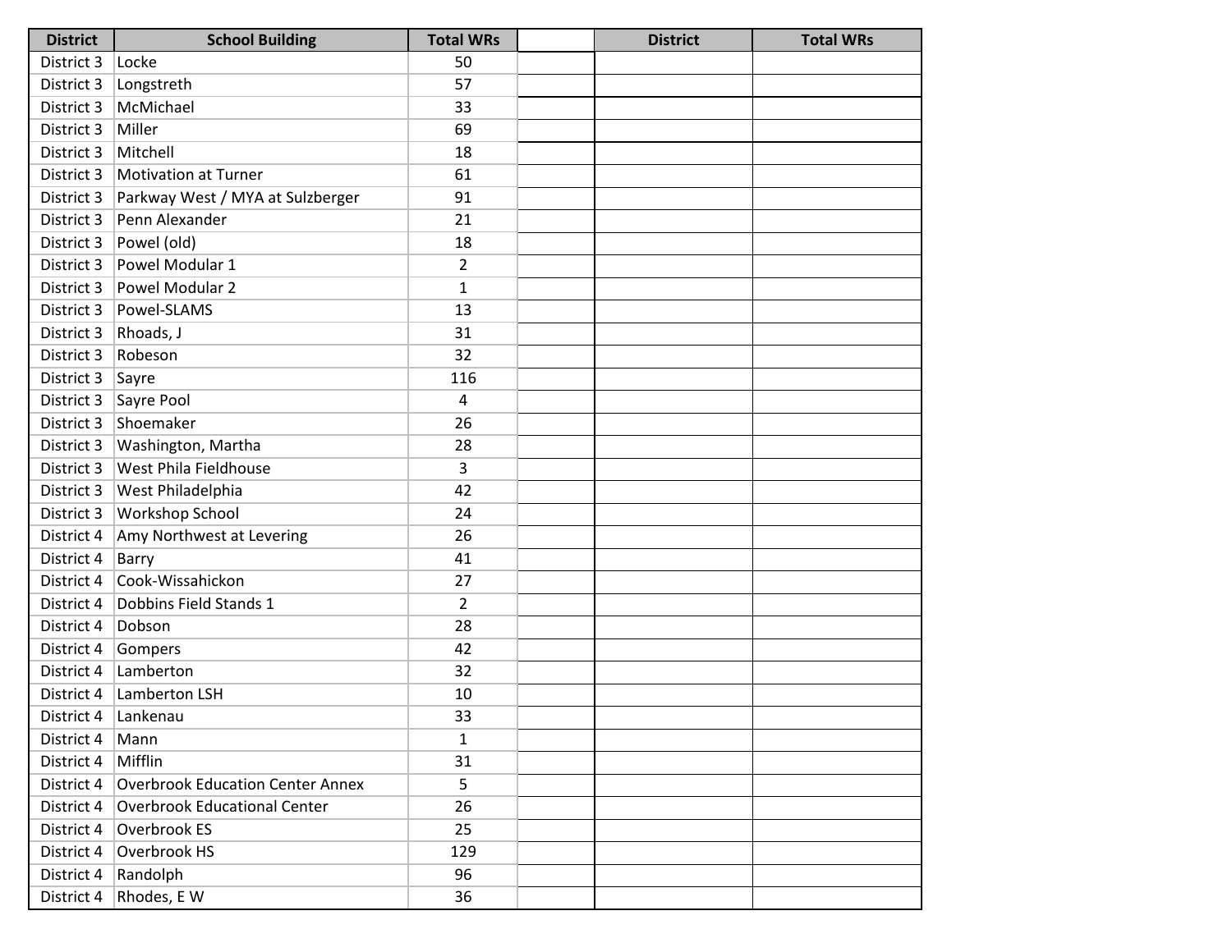| District | School Building | Total WRs | | District | Total WRs |
|---|---|---|---|---|---|
| District 3 | Locke | 50 | | | |
| District 3 | Longstreth | 57 | | | |
| District 3 | McMichael | 33 | | | |
| District 3 | Miller | 69 | | | |
| District 3 | Mitchell | 18 | | | |
| District 3 | Motivation at Turner | 61 | | | |
| District 3 | Parkway West / MYA at Sulzberger | 91 | | | |
| District 3 | Penn Alexander | 21 | | | |
| District 3 | Powel (old) | 18 | | | |
| District 3 | Powel Modular 1 | 2 | | | |
| District 3 | Powel Modular 2 | 1 | | | |
| District 3 | Powel-SLAMS | 13 | | | |
| District 3 | Rhoads, J | 31 | | | |
| District 3 | Robeson | 32 | | | |
| District 3 | Sayre | 116 | | | |
| District 3 | Sayre Pool | 4 | | | |
| District 3 | Shoemaker | 26 | | | |
| District 3 | Washington, Martha | 28 | | | |
| District 3 | West Phila Fieldhouse | 3 | | | |
| District 3 | West Philadelphia | 42 | | | |
| District 3 | Workshop School | 24 | | | |
| District 4 | Amy Northwest at Levering | 26 | | | |
| District 4 | Barry | 41 | | | |
| District 4 | Cook-Wissahickon | 27 | | | |
| District 4 | Dobbins Field Stands 1 | 2 | | | |
| District 4 | Dobson | 28 | | | |
| District 4 | Gompers | 42 | | | |
| District 4 | Lamberton | 32 | | | |
| District 4 | Lamberton LSH | 10 | | | |
| District 4 | Lankenau | 33 | | | |
| District 4 | Mann | 1 | | | |
| District 4 | Mifflin | 31 | | | |
| District 4 | Overbrook Education Center Annex | 5 | | | |
| District 4 | Overbrook Educational Center | 26 | | | |
| District 4 | Overbrook ES | 25 | | | |
| District 4 | Overbrook HS | 129 | | | |
| District 4 | Randolph | 96 | | | |
| District 4 | Rhodes, E W | 36 | | | |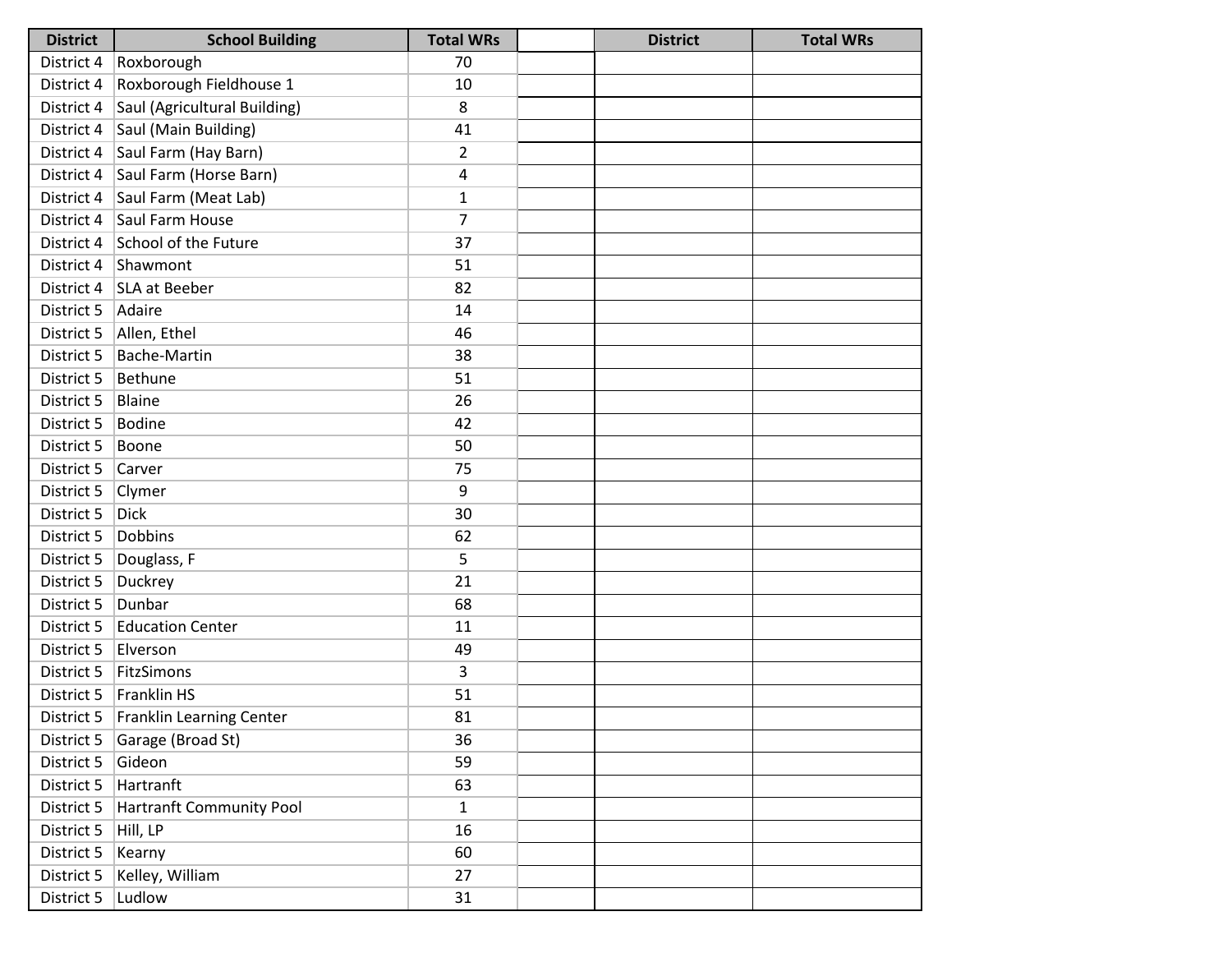| District | School Building | Total WRs | | District | Total WRs |
|---|---|---|---|---|---|
| District 4 | Roxborough | 70 | | | |
| District 4 | Roxborough Fieldhouse 1 | 10 | | | |
| District 4 | Saul (Agricultural Building) | 8 | | | |
| District 4 | Saul (Main Building) | 41 | | | |
| District 4 | Saul Farm (Hay Barn) | 2 | | | |
| District 4 | Saul Farm (Horse Barn) | 4 | | | |
| District 4 | Saul Farm (Meat Lab) | 1 | | | |
| District 4 | Saul Farm House | 7 | | | |
| District 4 | School of the Future | 37 | | | |
| District 4 | Shawmont | 51 | | | |
| District 4 | SLA at Beeber | 82 | | | |
| District 5 | Adaire | 14 | | | |
| District 5 | Allen, Ethel | 46 | | | |
| District 5 | Bache-Martin | 38 | | | |
| District 5 | Bethune | 51 | | | |
| District 5 | Blaine | 26 | | | |
| District 5 | Bodine | 42 | | | |
| District 5 | Boone | 50 | | | |
| District 5 | Carver | 75 | | | |
| District 5 | Clymer | 9 | | | |
| District 5 | Dick | 30 | | | |
| District 5 | Dobbins | 62 | | | |
| District 5 | Douglass, F | 5 | | | |
| District 5 | Duckrey | 21 | | | |
| District 5 | Dunbar | 68 | | | |
| District 5 | Education Center | 11 | | | |
| District 5 | Elverson | 49 | | | |
| District 5 | FitzSimons | 3 | | | |
| District 5 | Franklin HS | 51 | | | |
| District 5 | Franklin Learning Center | 81 | | | |
| District 5 | Garage (Broad St) | 36 | | | |
| District 5 | Gideon | 59 | | | |
| District 5 | Hartranft | 63 | | | |
| District 5 | Hartranft Community Pool | 1 | | | |
| District 5 | Hill, LP | 16 | | | |
| District 5 | Kearny | 60 | | | |
| District 5 | Kelley, William | 27 | | | |
| District 5 | Ludlow | 31 | | | |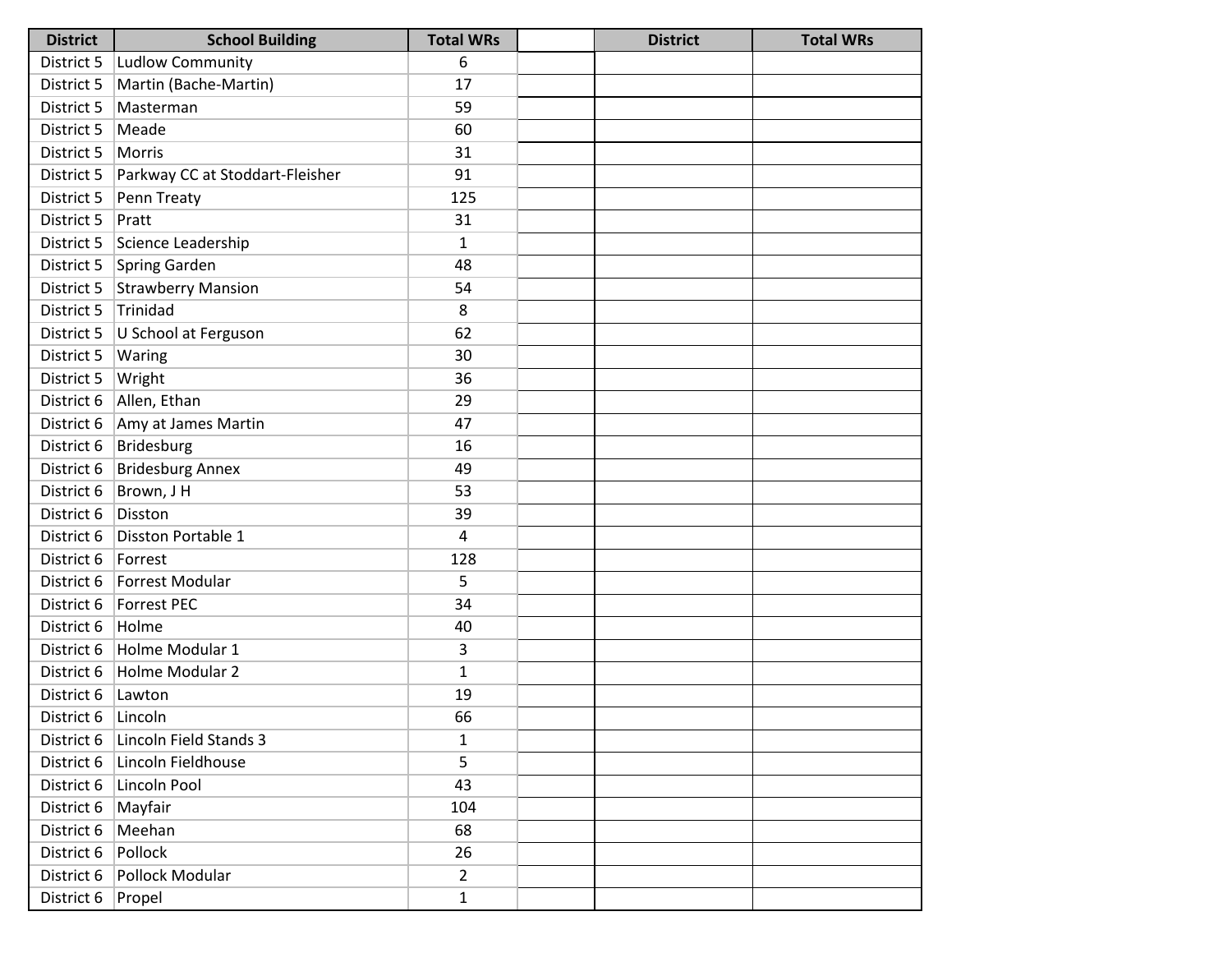| District | School Building | Total WRs | | District | Total WRs |
|---|---|---|---|---|---|
| District 5 | Ludlow Community | 6 | | | |
| District 5 | Martin (Bache-Martin) | 17 | | | |
| District 5 | Masterman | 59 | | | |
| District 5 | Meade | 60 | | | |
| District 5 | Morris | 31 | | | |
| District 5 | Parkway CC at Stoddart-Fleisher | 91 | | | |
| District 5 | Penn Treaty | 125 | | | |
| District 5 | Pratt | 31 | | | |
| District 5 | Science Leadership | 1 | | | |
| District 5 | Spring Garden | 48 | | | |
| District 5 | Strawberry Mansion | 54 | | | |
| District 5 | Trinidad | 8 | | | |
| District 5 | U School at Ferguson | 62 | | | |
| District 5 | Waring | 30 | | | |
| District 5 | Wright | 36 | | | |
| District 6 | Allen, Ethan | 29 | | | |
| District 6 | Amy at James Martin | 47 | | | |
| District 6 | Bridesburg | 16 | | | |
| District 6 | Bridesburg Annex | 49 | | | |
| District 6 | Brown, J H | 53 | | | |
| District 6 | Disston | 39 | | | |
| District 6 | Disston Portable 1 | 4 | | | |
| District 6 | Forrest | 128 | | | |
| District 6 | Forrest Modular | 5 | | | |
| District 6 | Forrest PEC | 34 | | | |
| District 6 | Holme | 40 | | | |
| District 6 | Holme Modular 1 | 3 | | | |
| District 6 | Holme Modular 2 | 1 | | | |
| District 6 | Lawton | 19 | | | |
| District 6 | Lincoln | 66 | | | |
| District 6 | Lincoln Field Stands 3 | 1 | | | |
| District 6 | Lincoln Fieldhouse | 5 | | | |
| District 6 | Lincoln Pool | 43 | | | |
| District 6 | Mayfair | 104 | | | |
| District 6 | Meehan | 68 | | | |
| District 6 | Pollock | 26 | | | |
| District 6 | Pollock Modular | 2 | | | |
| District 6 | Propel | 1 | | | |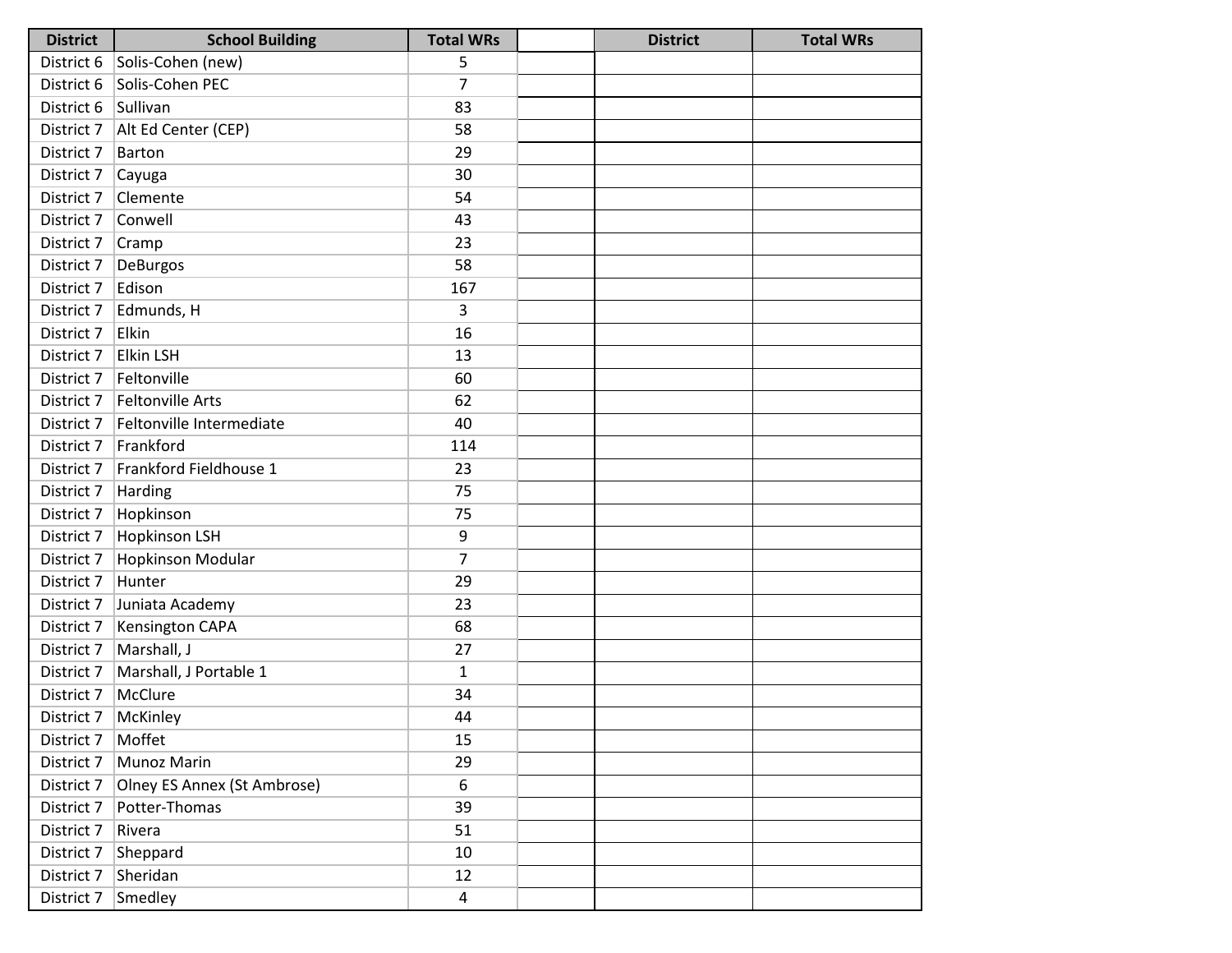| District | School Building | Total WRs | | District | Total WRs |
|---|---|---|---|---|---|
| District 6 | Solis-Cohen (new) | 5 | | | |
| District 6 | Solis-Cohen PEC | 7 | | | |
| District 6 | Sullivan | 83 | | | |
| District 7 | Alt Ed Center (CEP) | 58 | | | |
| District 7 | Barton | 29 | | | |
| District 7 | Cayuga | 30 | | | |
| District 7 | Clemente | 54 | | | |
| District 7 | Conwell | 43 | | | |
| District 7 | Cramp | 23 | | | |
| District 7 | DeBurgos | 58 | | | |
| District 7 | Edison | 167 | | | |
| District 7 | Edmunds, H | 3 | | | |
| District 7 | Elkin | 16 | | | |
| District 7 | Elkin LSH | 13 | | | |
| District 7 | Feltonville | 60 | | | |
| District 7 | Feltonville Arts | 62 | | | |
| District 7 | Feltonville Intermediate | 40 | | | |
| District 7 | Frankford | 114 | | | |
| District 7 | Frankford Fieldhouse 1 | 23 | | | |
| District 7 | Harding | 75 | | | |
| District 7 | Hopkinson | 75 | | | |
| District 7 | Hopkinson LSH | 9 | | | |
| District 7 | Hopkinson Modular | 7 | | | |
| District 7 | Hunter | 29 | | | |
| District 7 | Juniata Academy | 23 | | | |
| District 7 | Kensington CAPA | 68 | | | |
| District 7 | Marshall, J | 27 | | | |
| District 7 | Marshall, J Portable 1 | 1 | | | |
| District 7 | McClure | 34 | | | |
| District 7 | McKinley | 44 | | | |
| District 7 | Moffet | 15 | | | |
| District 7 | Munoz Marin | 29 | | | |
| District 7 | Olney ES Annex (St Ambrose) | 6 | | | |
| District 7 | Potter-Thomas | 39 | | | |
| District 7 | Rivera | 51 | | | |
| District 7 | Sheppard | 10 | | | |
| District 7 | Sheridan | 12 | | | |
| District 7 | Smedley | 4 | | | |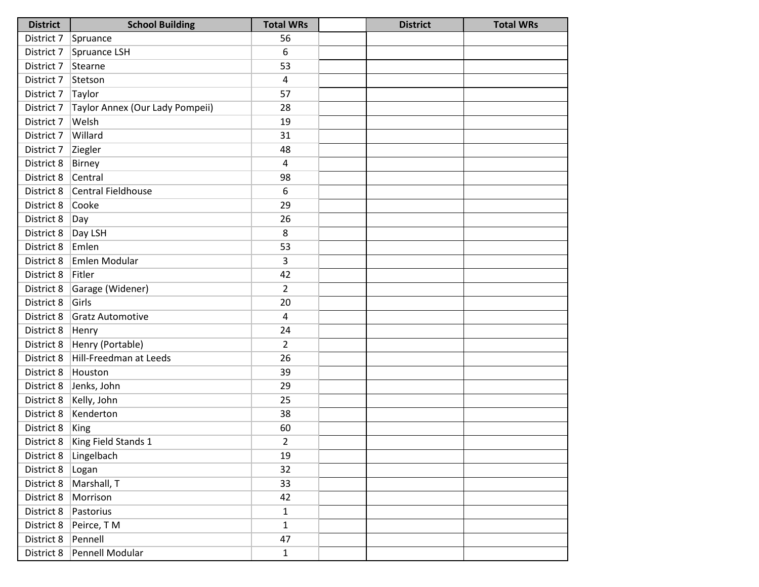| District | School Building | Total WRs | | District | Total WRs |
|---|---|---|---|---|---|
| District 7 | Spruance | 56 | | | |
| District 7 | Spruance LSH | 6 | | | |
| District 7 | Stearne | 53 | | | |
| District 7 | Stetson | 4 | | | |
| District 7 | Taylor | 57 | | | |
| District 7 | Taylor Annex (Our Lady Pompeii) | 28 | | | |
| District 7 | Welsh | 19 | | | |
| District 7 | Willard | 31 | | | |
| District 7 | Ziegler | 48 | | | |
| District 8 | Birney | 4 | | | |
| District 8 | Central | 98 | | | |
| District 8 | Central Fieldhouse | 6 | | | |
| District 8 | Cooke | 29 | | | |
| District 8 | Day | 26 | | | |
| District 8 | Day LSH | 8 | | | |
| District 8 | Emlen | 53 | | | |
| District 8 | Emlen Modular | 3 | | | |
| District 8 | Fitler | 42 | | | |
| District 8 | Garage (Widener) | 2 | | | |
| District 8 | Girls | 20 | | | |
| District 8 | Gratz Automotive | 4 | | | |
| District 8 | Henry | 24 | | | |
| District 8 | Henry (Portable) | 2 | | | |
| District 8 | Hill-Freedman at Leeds | 26 | | | |
| District 8 | Houston | 39 | | | |
| District 8 | Jenks, John | 29 | | | |
| District 8 | Kelly, John | 25 | | | |
| District 8 | Kenderton | 38 | | | |
| District 8 | King | 60 | | | |
| District 8 | King Field Stands 1 | 2 | | | |
| District 8 | Lingelbach | 19 | | | |
| District 8 | Logan | 32 | | | |
| District 8 | Marshall, T | 33 | | | |
| District 8 | Morrison | 42 | | | |
| District 8 | Pastorius | 1 | | | |
| District 8 | Peirce, T M | 1 | | | |
| District 8 | Pennell | 47 | | | |
| District 8 | Pennell Modular | 1 | | | |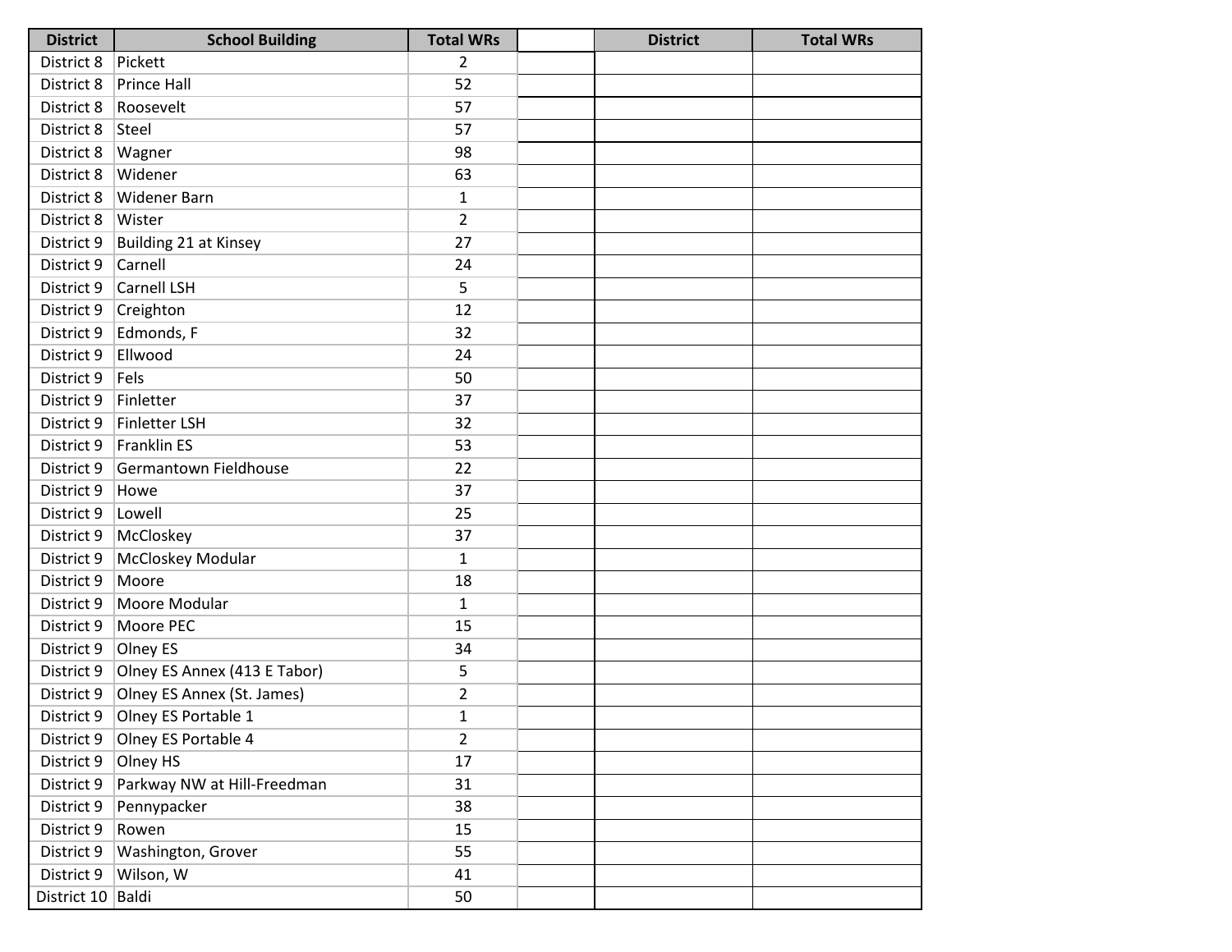| District | School Building | Total WRs | | District | Total WRs |
|---|---|---|---|---|---|
| District 8 | Pickett | 2 | | | |
| District 8 | Prince Hall | 52 | | | |
| District 8 | Roosevelt | 57 | | | |
| District 8 | Steel | 57 | | | |
| District 8 | Wagner | 98 | | | |
| District 8 | Widener | 63 | | | |
| District 8 | Widener Barn | 1 | | | |
| District 8 | Wister | 2 | | | |
| District 9 | Building 21 at Kinsey | 27 | | | |
| District 9 | Carnell | 24 | | | |
| District 9 | Carnell LSH | 5 | | | |
| District 9 | Creighton | 12 | | | |
| District 9 | Edmonds, F | 32 | | | |
| District 9 | Ellwood | 24 | | | |
| District 9 | Fels | 50 | | | |
| District 9 | Finletter | 37 | | | |
| District 9 | Finletter LSH | 32 | | | |
| District 9 | Franklin ES | 53 | | | |
| District 9 | Germantown Fieldhouse | 22 | | | |
| District 9 | Howe | 37 | | | |
| District 9 | Lowell | 25 | | | |
| District 9 | McCloskey | 37 | | | |
| District 9 | McCloskey Modular | 1 | | | |
| District 9 | Moore | 18 | | | |
| District 9 | Moore Modular | 1 | | | |
| District 9 | Moore PEC | 15 | | | |
| District 9 | Olney ES | 34 | | | |
| District 9 | Olney ES Annex (413 E Tabor) | 5 | | | |
| District 9 | Olney ES Annex (St. James) | 2 | | | |
| District 9 | Olney ES Portable 1 | 1 | | | |
| District 9 | Olney ES Portable 4 | 2 | | | |
| District 9 | Olney HS | 17 | | | |
| District 9 | Parkway NW at Hill-Freedman | 31 | | | |
| District 9 | Pennypacker | 38 | | | |
| District 9 | Rowen | 15 | | | |
| District 9 | Washington, Grover | 55 | | | |
| District 9 | Wilson, W | 41 | | | |
| District 10 | Baldi | 50 | | | |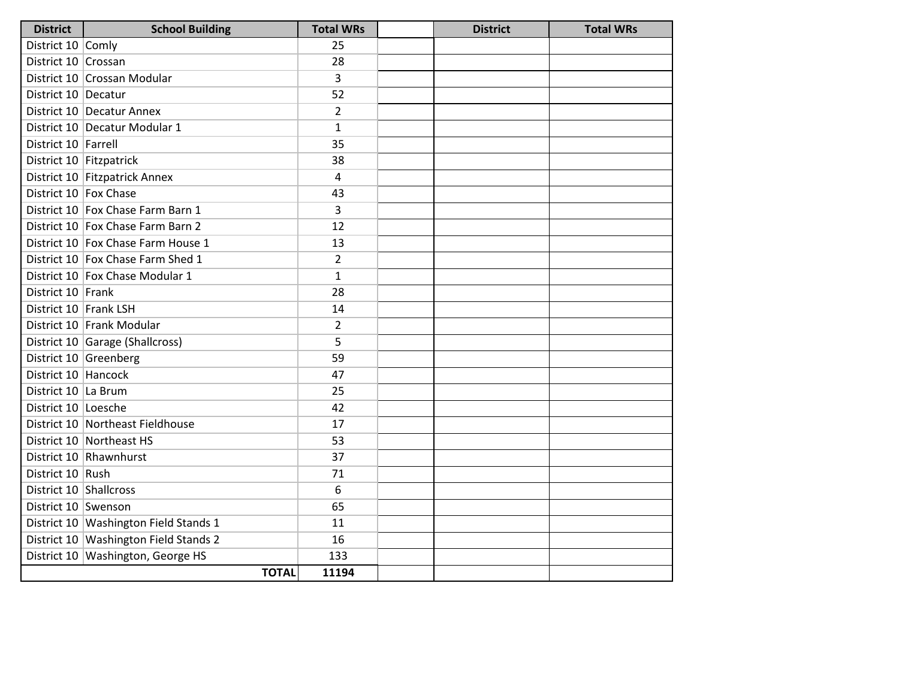| District | School Building | Total WRs | | District | Total WRs |
|---|---|---|---|---|---|
| District 10 | Comly | 25 | | | |
| District 10 | Crossan | 28 | | | |
| District 10 | Crossan Modular | 3 | | | |
| District 10 | Decatur | 52 | | | |
| District 10 | Decatur Annex | 2 | | | |
| District 10 | Decatur Modular 1 | 1 | | | |
| District 10 | Farrell | 35 | | | |
| District 10 | Fitzpatrick | 38 | | | |
| District 10 | Fitzpatrick Annex | 4 | | | |
| District 10 | Fox Chase | 43 | | | |
| District 10 | Fox Chase Farm Barn 1 | 3 | | | |
| District 10 | Fox Chase Farm Barn 2 | 12 | | | |
| District 10 | Fox Chase Farm House 1 | 13 | | | |
| District 10 | Fox Chase Farm Shed 1 | 2 | | | |
| District 10 | Fox Chase Modular 1 | 1 | | | |
| District 10 | Frank | 28 | | | |
| District 10 | Frank LSH | 14 | | | |
| District 10 | Frank Modular | 2 | | | |
| District 10 | Garage (Shallcross) | 5 | | | |
| District 10 | Greenberg | 59 | | | |
| District 10 | Hancock | 47 | | | |
| District 10 | La Brum | 25 | | | |
| District 10 | Loesche | 42 | | | |
| District 10 | Northeast Fieldhouse | 17 | | | |
| District 10 | Northeast HS | 53 | | | |
| District 10 | Rhawnhurst | 37 | | | |
| District 10 | Rush | 71 | | | |
| District 10 | Shallcross | 6 | | | |
| District 10 | Swenson | 65 | | | |
| District 10 | Washington Field Stands 1 | 11 | | | |
| District 10 | Washington Field Stands 2 | 16 | | | |
| District 10 | Washington, George HS | 133 | | | |
| | **TOTAL** | **11194** | | | |